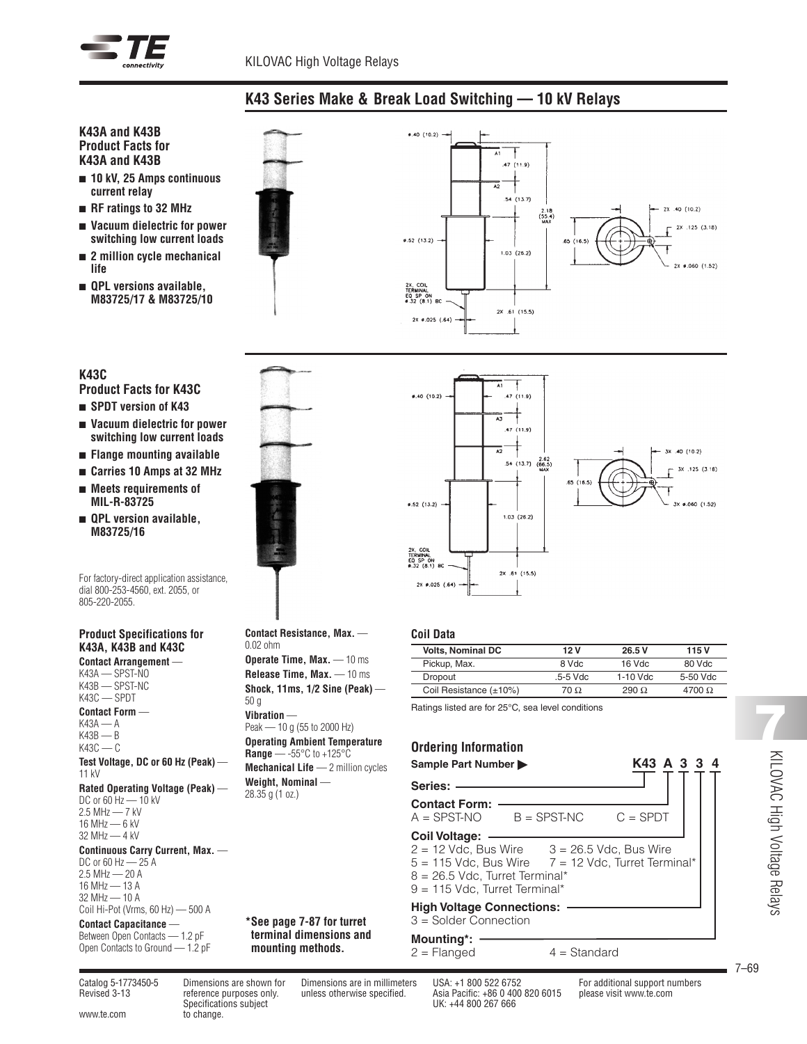## K43 Series Make & Break Load Switching — 10 kV Relays

### K43A and K43B Product Facts for K43A and K43B

- **10 kV, 25 Amps continuous current relay**
- **RF ratings to 32 MHz**
- **Vacuum dielectric for power switching low current loads**
- **2 million cycle mechanical life**
- **QPL versions available, M83725/17 & M83725/10**

### K43C Product Facts for K43C

- **SPDT version of K43**
- **Vacuum dielectric for power switching low current loads**
- **Flange mounting available**
- **Carries 10 Amps at 32 MHz**
- **Meets requirements of MIL-R-83725**
- **QPL version available, M83725/16**

For factory-direct application assistance, dial 800-253-4560, ext. 2055, or 805-220-2055.

### Product Specifications for K43A, K43B and K43C

**Contact Arrangement** —
K43A — SPST-NO
K43B — SPST-NC
K43C — SPDT

**Contact Form** —
K43A — A
K43B — B
K43C — C

**Test Voltage, DC or 60 Hz (Peak)** — 11 kV

**Rated Operating Voltage (Peak)** —
DC or 60 Hz — 10 kV
2.5 MHz — 7 kV
16 MHz — 6 kV
32 MHz — 4 kV

**Continuous Carry Current, Max.** —
DC or 60 Hz — 25 A
2.5 MHz — 20 A
16 MHz — 13 A
32 MHz — 10 A
Coil Hi-Pot (Vrms, 60 Hz) — 500 A

**Contact Capacitance** —
Between Open Contacts — 1.2 pF
Open Contacts to Ground — 1.2 pF

**Contact Resistance, Max.** — 0.02 ohm

**Operate Time, Max.** — 10 ms

**Release Time, Max.** — 10 ms

**Shock, 11ms, 1/2 Sine (Peak)** — 50 g

**Vibration** —
Peak — 10 g (55 to 2000 Hz)

**Operating Ambient Temperature Range** — -55°C to +125°C

**Mechanical Life** — 2 million cycles

**Weight, Nominal** — 28.35 g (1 oz.)

**\*See page 7-87 for turret terminal dimensions and mounting methods.**

### Coil Data

| Volts, Nominal DC | 12 V | 26.5 V | 115 V |
|---|---|---|---|
| Pickup, Max. | 8 Vdc | 16 Vdc | 80 Vdc |
| Dropout | .5-5 Vdc | 1-10 Vdc | 5-50 Vdc |
| Coil Resistance (±10%) | 70 Ω | 290 Ω | 4700 Ω |

Ratings listed are for 25°C, sea level conditions

### Ordering Information

**Sample Part Number ▶** **K43 A 3 3 4**

**Series:** K43

**Contact Form:**
A = SPST-NO B = SPST-NC C = SPDT

**Coil Voltage:**
2 = 12 Vdc, Bus Wire 3 = 26.5 Vdc, Bus Wire
5 = 115 Vdc, Bus Wire 7 = 12 Vdc, Turret Terminal*
8 = 26.5 Vdc, Turret Terminal*
9 = 115 Vdc, Turret Terminal*

**High Voltage Connections:**
3 = Solder Connection

**Mounting*:**
2 = Flanged 4 = Standard

Catalog 5-1773450-5
Revised 3-13

www.te.com

Dimensions are shown for reference purposes only. Specifications subject to change.

Dimensions are in millimeters unless otherwise specified.

USA: +1 800 522 6752
Asia Pacific: +86 0 400 820 6015
UK: +44 800 267 666

For additional support numbers please visit www.te.com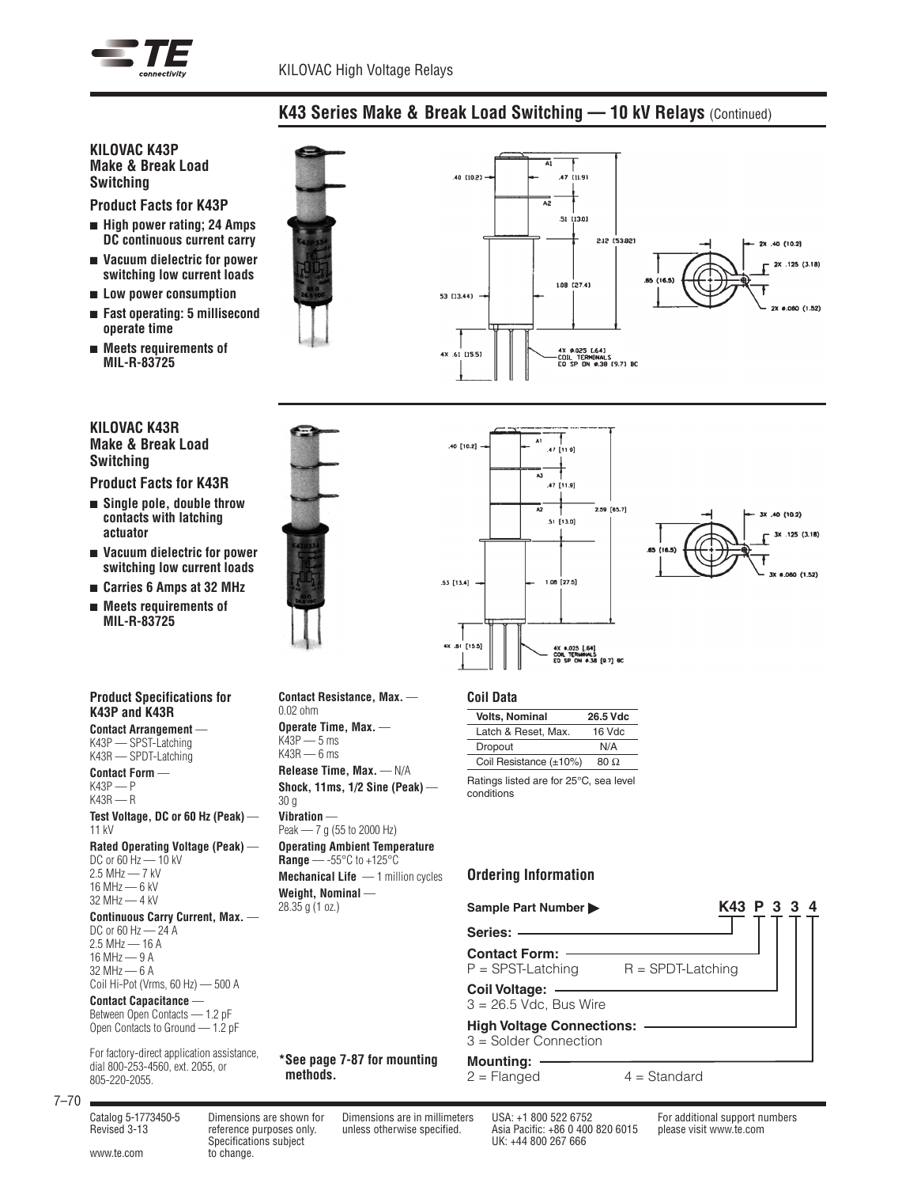## K43 Series Make & Break Load Switching — 10 kV Relays (Continued)

### KILOVAC K43P Make & Break Load Switching

**Product Facts for K43P**

- **High power rating; 24 Amps DC continuous current carry**
- **Vacuum dielectric for power switching low current loads**
- **Low power consumption**
- **Fast operating: 5 millisecond operate time**
- **Meets requirements of MIL-R-83725**

A1
.40 [10.2]
.47 [11.9]
A2
.51 [13.0]
2.12 [53.82]
1.08 [27.4]
.53 [13.44]
4X .61 [15.5]
4X ⌀.025 [.64] COIL TERMINALS EQ SP ON ⌀.38 [9.7] BC
2X .40 (10.2)
2X .125 (3.18)
.65 (16.5)
2X ⌀.060 (1.52)

### KILOVAC K43R Make & Break Load Switching

**Product Facts for K43R**

- **Single pole, double throw contacts with latching actuator**
- **Vacuum dielectric for power switching low current loads**
- **Carries 6 Amps at 32 MHz**
- **Meets requirements of MIL-R-83725**

A1
.40 [10.2]
.47 [11.9]
A3
.47 [11.9]
A2
.51 [13.0]
2.59 [65.7]
1.08 [27.5]
.53 [13.4]
4X .61 [15.5]
4X ⌀.025 [.64] COIL TERMINALS EQ SP ON ⌀.38 [9.7] BC
3X .40 (10.2)
3X .125 (3.18)
.65 (16.5)
3X ⌀.060 (1.52)

**Product Specifications for K43P and K43R**

**Contact Arrangement** —
K43P — SPST-Latching
K43R — SPDT-Latching

**Contact Form** —
K43P — P
K43R — R

**Test Voltage, DC or 60 Hz (Peak)** — 11 kV

**Rated Operating Voltage (Peak)** —
DC or 60 Hz — 10 kV
2.5 MHz — 7 kV
16 MHz — 6 kV
32 MHz — 4 kV

**Continuous Carry Current, Max.** —
DC or 60 Hz — 24 A
2.5 MHz — 16 A
16 MHz — 9 A
32 MHz — 6 A
Coil Hi-Pot (Vrms, 60 Hz) — 500 A

**Contact Capacitance** —
Between Open Contacts — 1.2 pF
Open Contacts to Ground — 1.2 pF

For factory-direct application assistance, dial 800-253-4560, ext. 2055, or 805-220-2055.

**Contact Resistance, Max.** — 0.02 ohm

**Operate Time, Max.** —
K43P — 5 ms
K43R — 6 ms

**Release Time, Max.** — N/A

**Shock, 11ms, 1/2 Sine (Peak)** — 30 g

**Vibration** —
Peak — 7 g (55 to 2000 Hz)

**Operating Ambient Temperature Range** — -55°C to +125°C

**Mechanical Life** — 1 million cycles

**Weight, Nominal** — 28.35 g (1 oz.)

**\*See page 7-87 for mounting methods.**

**Coil Data**

| Volts, Nominal | 26.5 Vdc |
|---|---|
| Latch & Reset, Max. | 16 Vdc |
| Dropout | N/A |
| Coil Resistance (±10%) | 80 Ω |

Ratings listed are for 25°C, sea level conditions

**Ordering Information**

**Sample Part Number ▶** **K43 P 3 3 4**

**Series:**

**Contact Form:**
P = SPST-Latching R = SPDT-Latching

**Coil Voltage:**
3 = 26.5 Vdc, Bus Wire

**High Voltage Connections:**
3 = Solder Connection

**Mounting:**
2 = Flanged 4 = Standard

Catalog 5-1773450-5
Revised 3-13

www.te.com

Dimensions are shown for reference purposes only. Specifications subject to change.

Dimensions are in millimeters unless otherwise specified.

USA: +1 800 522 6752
Asia Pacific: +86 0 400 820 6015
UK: +44 800 267 666

For additional support numbers please visit www.te.com